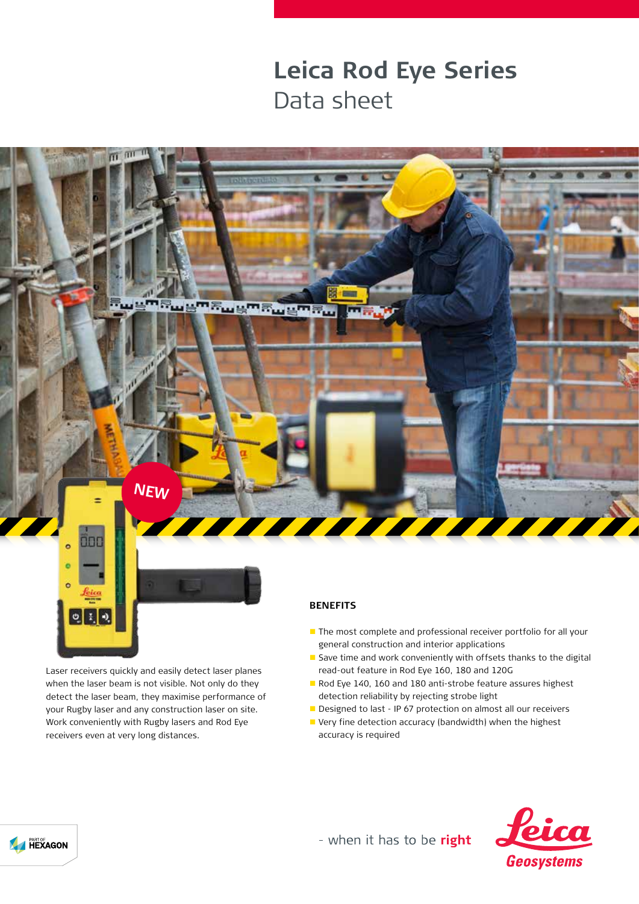# Leica Rod Eye Series

## Data sheet

NEW

Laser receivers quickly and easily detect laser planes when the laser beam is not visible. Not only do they detect the laser beam, they maximise performance of your Rugby laser and any construction laser on site. Work conveniently with Rugby lasers and Rod Eye receivers even at very long distances.

### BENEFITS

- The most complete and professional receiver portfolio for all your general construction and interior applications
- Save time and work conveniently with offsets thanks to the digital read-out feature in Rod Eye 160, 180 and 120G
- Rod Eye 140, 160 and 180 anti-strobe feature assures highest detection reliability by rejecting strobe light
- Designed to last - IP 67 protection on almost all our receivers
- Very fine detection accuracy (bandwidth) when the highest accuracy is required

PART OF HEXAGON

- when it has to be **right**

Leica Geosystems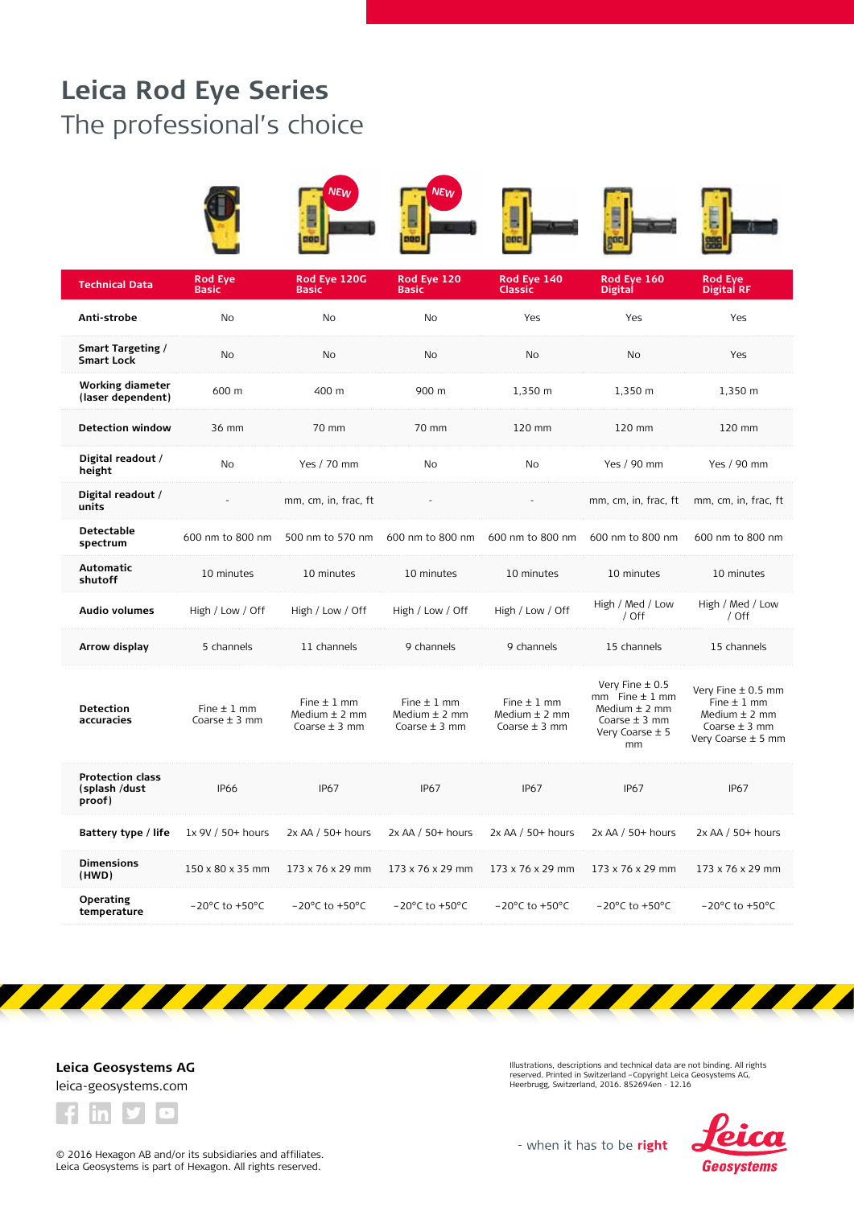# Leica Rod Eye Series

The professional's choice

| Technical Data | Rod Eye Basic | Rod Eye 120G Basic | Rod Eye 120 Basic | Rod Eye 140 Classic | Rod Eye 160 Digital | Rod Eye Digital RF |
|---|---|---|---|---|---|---|
| **Anti-strobe** | No | No | No | Yes | Yes | Yes |
| **Smart Targeting / Smart Lock** | No | No | No | No | No | Yes |
| **Working diameter (laser dependent)** | 600 m | 400 m | 900 m | 1,350 m | 1,350 m | 1,350 m |
| **Detection window** | 36 mm | 70 mm | 70 mm | 120 mm | 120 mm | 120 mm |
| **Digital readout / height** | No | Yes / 70 mm | No | No | Yes / 90 mm | Yes / 90 mm |
| **Digital readout / units** | - | mm, cm, in, frac, ft | - | - | mm, cm, in, frac, ft | mm, cm, in, frac, ft |
| **Detectable spectrum** | 600 nm to 800 nm | 500 nm to 570 nm | 600 nm to 800 nm | 600 nm to 800 nm | 600 nm to 800 nm | 600 nm to 800 nm |
| **Automatic shutoff** | 10 minutes | 10 minutes | 10 minutes | 10 minutes | 10 minutes | 10 minutes |
| **Audio volumes** | High / Low / Off | High / Low / Off | High / Low / Off | High / Low / Off | High / Med / Low / Off | High / Med / Low / Off |
| **Arrow display** | 5 channels | 11 channels | 9 channels | 9 channels | 15 channels | 15 channels |
| **Detection accuracies** | Fine ± 1 mm<br>Coarse ± 3 mm | Fine ± 1 mm<br>Medium ± 2 mm<br>Coarse ± 3 mm | Fine ± 1 mm<br>Medium ± 2 mm<br>Coarse ± 3 mm | Fine ± 1 mm<br>Medium ± 2 mm<br>Coarse ± 3 mm | Very Fine ± 0.5 mm<br>Fine ± 1 mm<br>Medium ± 2 mm<br>Coarse ± 3 mm<br>Very Coarse ± 5 mm | Very Fine ± 0.5 mm<br>Fine ± 1 mm<br>Medium ± 2 mm<br>Coarse ± 3 mm<br>Very Coarse ± 5 mm |
| **Protection class (splash /dust proof)** | IP66 | IP67 | IP67 | IP67 | IP67 | IP67 |
| **Battery type / life** | 1x 9V / 50+ hours | 2x AA / 50+ hours | 2x AA / 50+ hours | 2x AA / 50+ hours | 2x AA / 50+ hours | 2x AA / 50+ hours |
| **Dimensions (HWD)** | 150 x 80 x 35 mm | 173 x 76 x 29 mm | 173 x 76 x 29 mm | 173 x 76 x 29 mm | 173 x 76 x 29 mm | 173 x 76 x 29 mm |
| **Operating temperature** | −20°C to +50°C | −20°C to +50°C | −20°C to +50°C | −20°C to +50°C | −20°C to +50°C | −20°C to +50°C |

**Leica Geosystems AG**
leica-geosystems.com

Illustrations, descriptions and technical data are not binding. All rights reserved. Printed in Switzerland –Copyright Leica Geosystems AG, Heerbrugg, Switzerland, 2016. 852694en - 12.16

© 2016 Hexagon AB and/or its subsidiaries and affiliates.
Leica Geosystems is part of Hexagon. All rights reserved.

- when it has to be **right**

Leica Geosystems